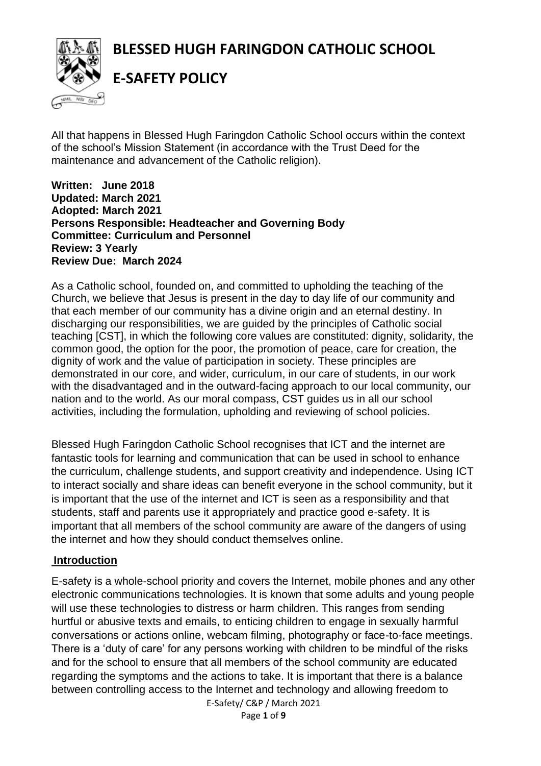# BLESSED HUGH FARINGDON CATHOLIC SCHOOL

# E-SAFETY POLICY

All that happens in Blessed Hugh Faringdon Catholic School occurs within the context of the school's Mission Statement (in accordance with the Trust Deed for the maintenance and advancement of the Catholic religion).

**Written: June 2018**
**Updated: March 2021**
**Adopted: March 2021**
**Persons Responsible: Headteacher and Governing Body**
**Committee: Curriculum and Personnel**
**Review: 3 Yearly**
**Review Due: March 2024**

As a Catholic school, founded on, and committed to upholding the teaching of the Church, we believe that Jesus is present in the day to day life of our community and that each member of our community has a divine origin and an eternal destiny. In discharging our responsibilities, we are guided by the principles of Catholic social teaching [CST], in which the following core values are constituted: dignity, solidarity, the common good, the option for the poor, the promotion of peace, care for creation, the dignity of work and the value of participation in society. These principles are demonstrated in our core, and wider, curriculum, in our care of students, in our work with the disadvantaged and in the outward-facing approach to our local community, our nation and to the world. As our moral compass, CST guides us in all our school activities, including the formulation, upholding and reviewing of school policies.

Blessed Hugh Faringdon Catholic School recognises that ICT and the internet are fantastic tools for learning and communication that can be used in school to enhance the curriculum, challenge students, and support creativity and independence. Using ICT to interact socially and share ideas can benefit everyone in the school community, but it is important that the use of the internet and ICT is seen as a responsibility and that students, staff and parents use it appropriately and practice good e-safety. It is important that all members of the school community are aware of the dangers of using the internet and how they should conduct themselves online.

## Introduction

E-safety is a whole-school priority and covers the Internet, mobile phones and any other electronic communications technologies. It is known that some adults and young people will use these technologies to distress or harm children. This ranges from sending hurtful or abusive texts and emails, to enticing children to engage in sexually harmful conversations or actions online, webcam filming, photography or face-to-face meetings. There is a 'duty of care' for any persons working with children to be mindful of the risks and for the school to ensure that all members of the school community are educated regarding the symptoms and the actions to take. It is important that there is a balance between controlling access to the Internet and technology and allowing freedom to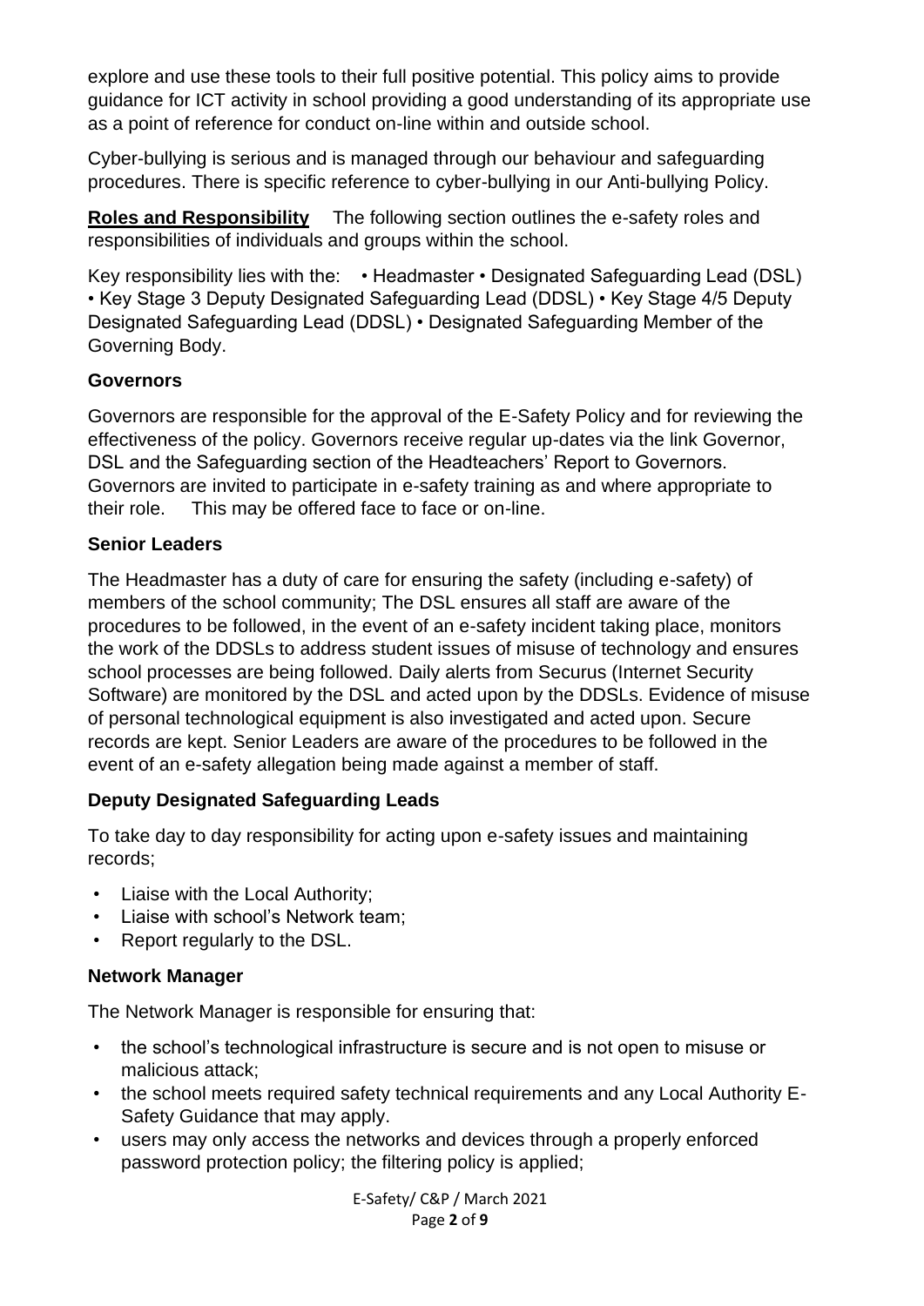explore and use these tools to their full positive potential. This policy aims to provide guidance for ICT activity in school providing a good understanding of its appropriate use as a point of reference for conduct on-line within and outside school.

Cyber-bullying is serious and is managed through our behaviour and safeguarding procedures. There is specific reference to cyber-bullying in our Anti-bullying Policy.

**Roles and Responsibility** The following section outlines the e-safety roles and responsibilities of individuals and groups within the school.

Key responsibility lies with the: • Headmaster • Designated Safeguarding Lead (DSL) • Key Stage 3 Deputy Designated Safeguarding Lead (DDSL) • Key Stage 4/5 Deputy Designated Safeguarding Lead (DDSL) • Designated Safeguarding Member of the Governing Body.

### Governors

Governors are responsible for the approval of the E-Safety Policy and for reviewing the effectiveness of the policy. Governors receive regular up-dates via the link Governor, DSL and the Safeguarding section of the Headteachers' Report to Governors. Governors are invited to participate in e-safety training as and where appropriate to their role. This may be offered face to face or on-line.

### Senior Leaders

The Headmaster has a duty of care for ensuring the safety (including e-safety) of members of the school community; The DSL ensures all staff are aware of the procedures to be followed, in the event of an e-safety incident taking place, monitors the work of the DDSLs to address student issues of misuse of technology and ensures school processes are being followed. Daily alerts from Securus (Internet Security Software) are monitored by the DSL and acted upon by the DDSLs. Evidence of misuse of personal technological equipment is also investigated and acted upon. Secure records are kept. Senior Leaders are aware of the procedures to be followed in the event of an e-safety allegation being made against a member of staff.

### Deputy Designated Safeguarding Leads

To take day to day responsibility for acting upon e-safety issues and maintaining records;

- Liaise with the Local Authority;
- Liaise with school's Network team;
- Report regularly to the DSL.

### Network Manager

The Network Manager is responsible for ensuring that:

- the school's technological infrastructure is secure and is not open to misuse or malicious attack;
- the school meets required safety technical requirements and any Local Authority E-Safety Guidance that may apply.
- users may only access the networks and devices through a properly enforced password protection policy; the filtering policy is applied;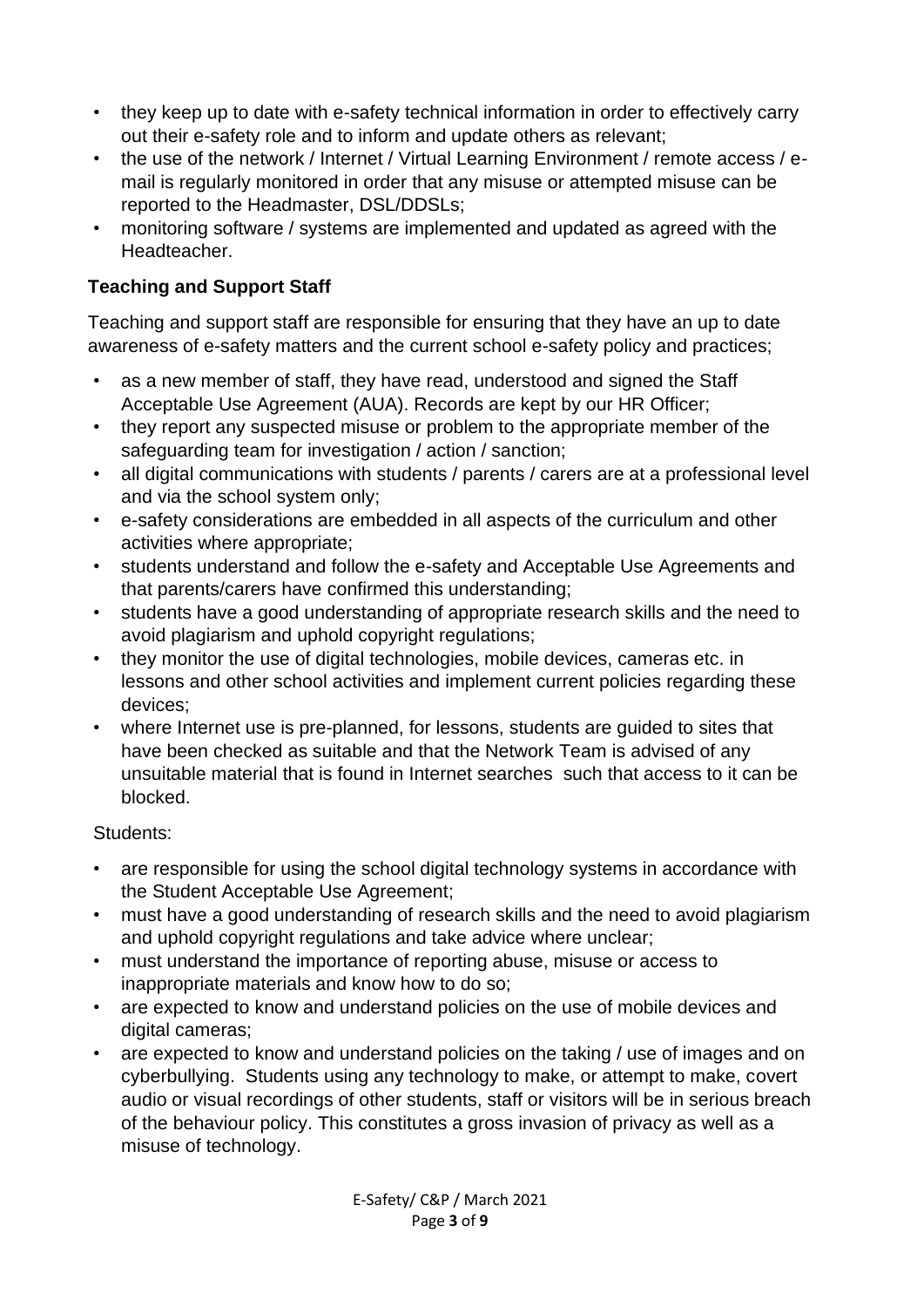- they keep up to date with e-safety technical information in order to effectively carry out their e-safety role and to inform and update others as relevant;
- the use of the network / Internet / Virtual Learning Environment / remote access / e-mail is regularly monitored in order that any misuse or attempted misuse can be reported to the Headmaster, DSL/DDSLs;
- monitoring software / systems are implemented and updated as agreed with the Headteacher.

**Teaching and Support Staff**

Teaching and support staff are responsible for ensuring that they have an up to date awareness of e-safety matters and the current school e-safety policy and practices;

- as a new member of staff, they have read, understood and signed the Staff Acceptable Use Agreement (AUA). Records are kept by our HR Officer;
- they report any suspected misuse or problem to the appropriate member of the safeguarding team for investigation / action / sanction;
- all digital communications with students / parents / carers are at a professional level and via the school system only;
- e-safety considerations are embedded in all aspects of the curriculum and other activities where appropriate;
- students understand and follow the e-safety and Acceptable Use Agreements and that parents/carers have confirmed this understanding;
- students have a good understanding of appropriate research skills and the need to avoid plagiarism and uphold copyright regulations;
- they monitor the use of digital technologies, mobile devices, cameras etc. in lessons and other school activities and implement current policies regarding these devices;
- where Internet use is pre-planned, for lessons, students are guided to sites that have been checked as suitable and that the Network Team is advised of any unsuitable material that is found in Internet searches such that access to it can be blocked.

Students:

- are responsible for using the school digital technology systems in accordance with the Student Acceptable Use Agreement;
- must have a good understanding of research skills and the need to avoid plagiarism and uphold copyright regulations and take advice where unclear;
- must understand the importance of reporting abuse, misuse or access to inappropriate materials and know how to do so;
- are expected to know and understand policies on the use of mobile devices and digital cameras;
- are expected to know and understand policies on the taking / use of images and on cyberbullying. Students using any technology to make, or attempt to make, covert audio or visual recordings of other students, staff or visitors will be in serious breach of the behaviour policy. This constitutes a gross invasion of privacy as well as a misuse of technology.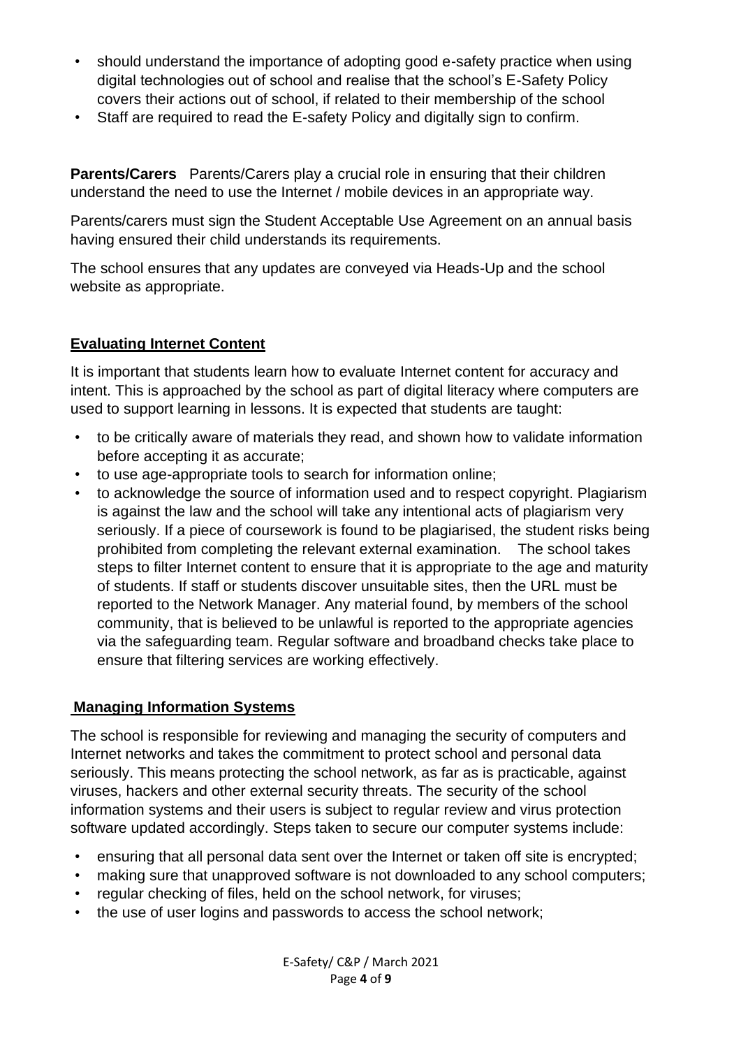- should understand the importance of adopting good e-safety practice when using digital technologies out of school and realise that the school's E-Safety Policy covers their actions out of school, if related to their membership of the school
- Staff are required to read the E-safety Policy and digitally sign to confirm.

**Parents/Carers** Parents/Carers play a crucial role in ensuring that their children understand the need to use the Internet / mobile devices in an appropriate way.

Parents/carers must sign the Student Acceptable Use Agreement on an annual basis having ensured their child understands its requirements.

The school ensures that any updates are conveyed via Heads-Up and the school website as appropriate.

## **Evaluating Internet Content**

It is important that students learn how to evaluate Internet content for accuracy and intent. This is approached by the school as part of digital literacy where computers are used to support learning in lessons. It is expected that students are taught:

- to be critically aware of materials they read, and shown how to validate information before accepting it as accurate;
- to use age-appropriate tools to search for information online;
- to acknowledge the source of information used and to respect copyright. Plagiarism is against the law and the school will take any intentional acts of plagiarism very seriously. If a piece of coursework is found to be plagiarised, the student risks being prohibited from completing the relevant external examination. The school takes steps to filter Internet content to ensure that it is appropriate to the age and maturity of students. If staff or students discover unsuitable sites, then the URL must be reported to the Network Manager. Any material found, by members of the school community, that is believed to be unlawful is reported to the appropriate agencies via the safeguarding team. Regular software and broadband checks take place to ensure that filtering services are working effectively.

## **Managing Information Systems**

The school is responsible for reviewing and managing the security of computers and Internet networks and takes the commitment to protect school and personal data seriously. This means protecting the school network, as far as is practicable, against viruses, hackers and other external security threats. The security of the school information systems and their users is subject to regular review and virus protection software updated accordingly. Steps taken to secure our computer systems include:

- ensuring that all personal data sent over the Internet or taken off site is encrypted;
- making sure that unapproved software is not downloaded to any school computers;
- regular checking of files, held on the school network, for viruses;
- the use of user logins and passwords to access the school network;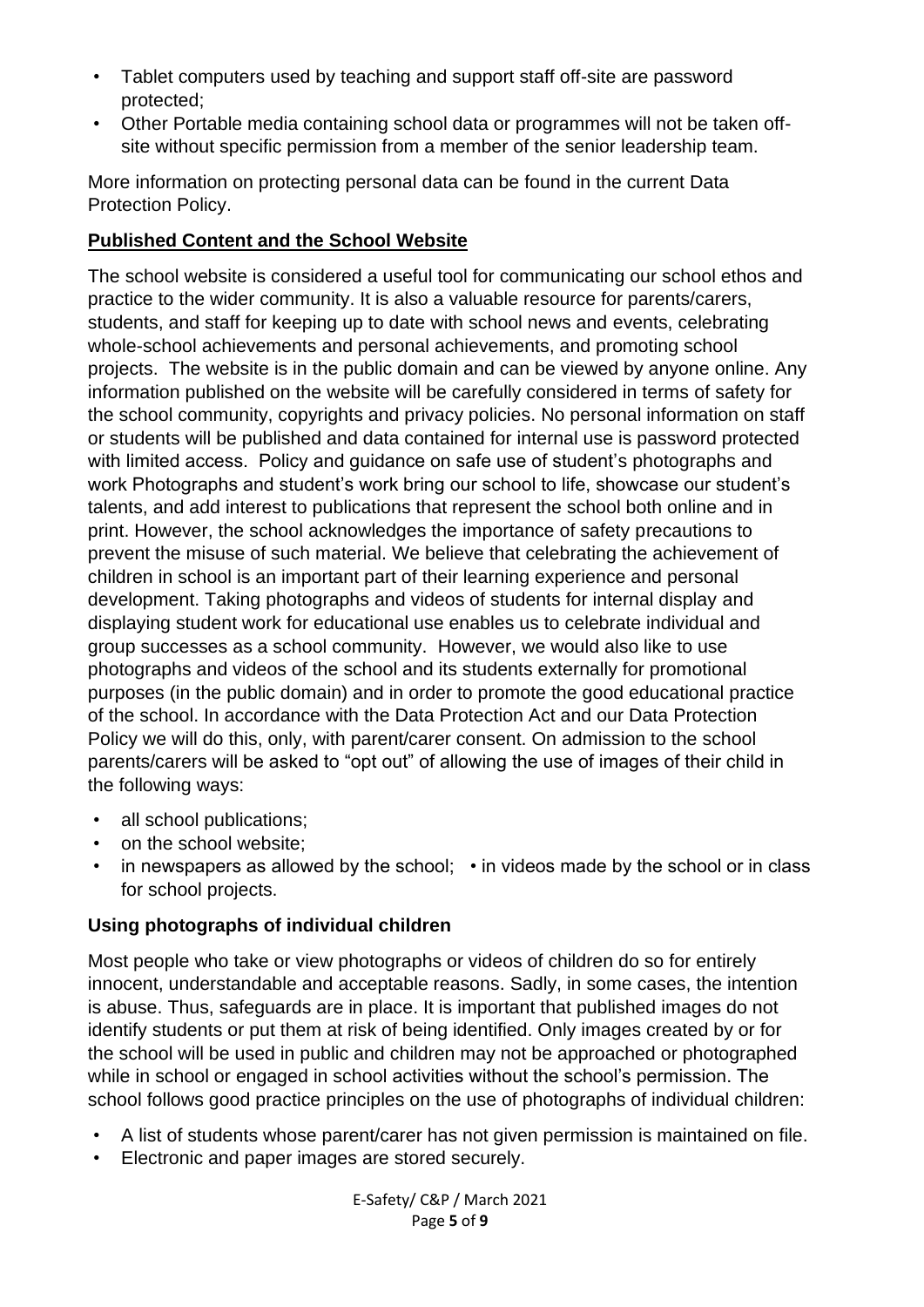- Tablet computers used by teaching and support staff off-site are password protected;
- Other Portable media containing school data or programmes will not be taken off-site without specific permission from a member of the senior leadership team.

More information on protecting personal data can be found in the current Data Protection Policy.

## **Published Content and the School Website**

The school website is considered a useful tool for communicating our school ethos and practice to the wider community. It is also a valuable resource for parents/carers, students, and staff for keeping up to date with school news and events, celebrating whole-school achievements and personal achievements, and promoting school projects. The website is in the public domain and can be viewed by anyone online. Any information published on the website will be carefully considered in terms of safety for the school community, copyrights and privacy policies. No personal information on staff or students will be published and data contained for internal use is password protected with limited access. Policy and guidance on safe use of student's photographs and work Photographs and student's work bring our school to life, showcase our student's talents, and add interest to publications that represent the school both online and in print. However, the school acknowledges the importance of safety precautions to prevent the misuse of such material. We believe that celebrating the achievement of children in school is an important part of their learning experience and personal development. Taking photographs and videos of students for internal display and displaying student work for educational use enables us to celebrate individual and group successes as a school community. However, we would also like to use photographs and videos of the school and its students externally for promotional purposes (in the public domain) and in order to promote the good educational practice of the school. In accordance with the Data Protection Act and our Data Protection Policy we will do this, only, with parent/carer consent. On admission to the school parents/carers will be asked to "opt out" of allowing the use of images of their child in the following ways:

- all school publications;
- on the school website;
- in newspapers as allowed by the school; • in videos made by the school or in class for school projects.

## **Using photographs of individual children**

Most people who take or view photographs or videos of children do so for entirely innocent, understandable and acceptable reasons. Sadly, in some cases, the intention is abuse. Thus, safeguards are in place. It is important that published images do not identify students or put them at risk of being identified. Only images created by or for the school will be used in public and children may not be approached or photographed while in school or engaged in school activities without the school's permission. The school follows good practice principles on the use of photographs of individual children:

- A list of students whose parent/carer has not given permission is maintained on file.
- Electronic and paper images are stored securely.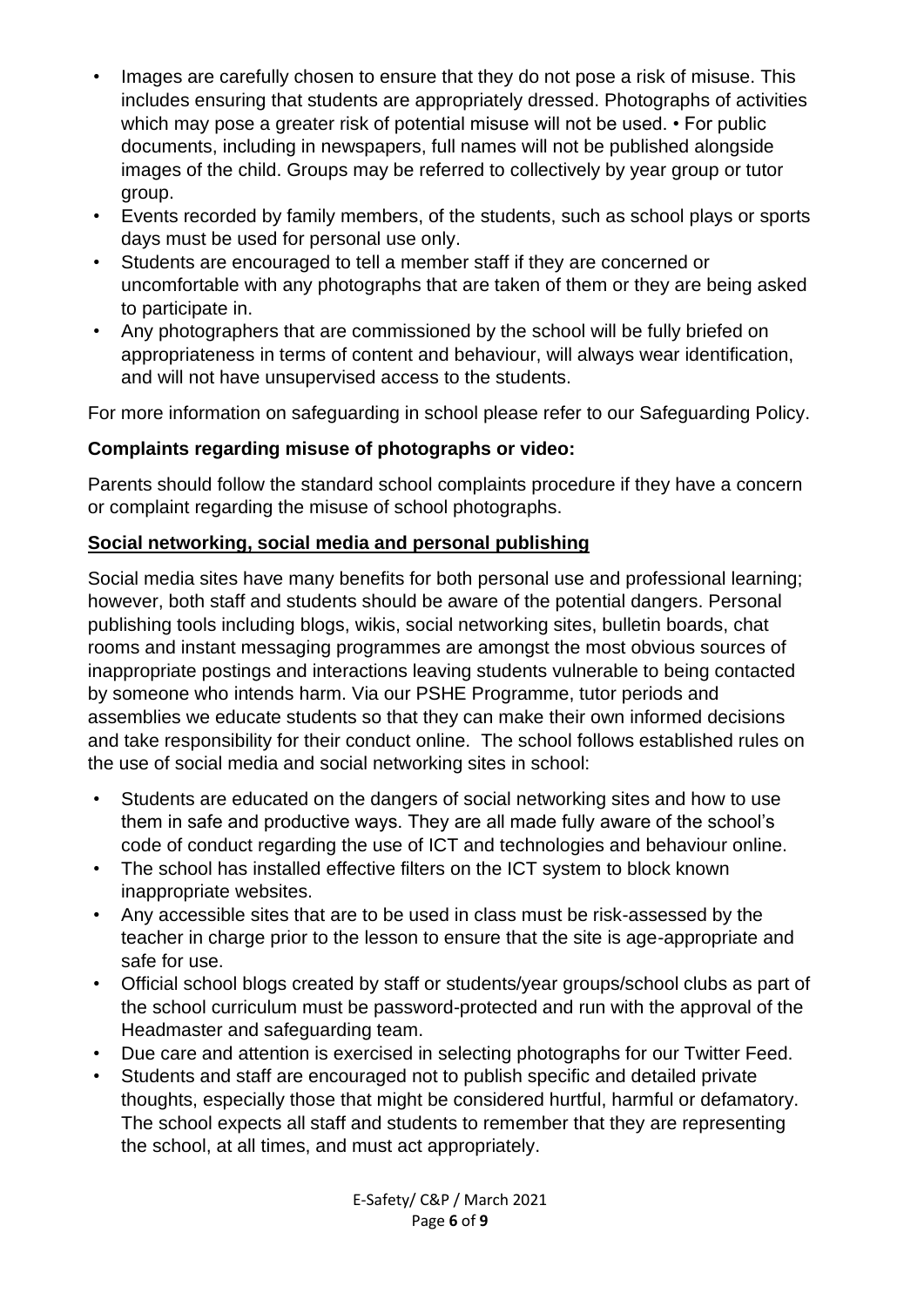- Images are carefully chosen to ensure that they do not pose a risk of misuse. This includes ensuring that students are appropriately dressed. Photographs of activities which may pose a greater risk of potential misuse will not be used. • For public documents, including in newspapers, full names will not be published alongside images of the child. Groups may be referred to collectively by year group or tutor group.
- Events recorded by family members, of the students, such as school plays or sports days must be used for personal use only.
- Students are encouraged to tell a member staff if they are concerned or uncomfortable with any photographs that are taken of them or they are being asked to participate in.
- Any photographers that are commissioned by the school will be fully briefed on appropriateness in terms of content and behaviour, will always wear identification, and will not have unsupervised access to the students.

For more information on safeguarding in school please refer to our Safeguarding Policy.

**Complaints regarding misuse of photographs or video:**

Parents should follow the standard school complaints procedure if they have a concern or complaint regarding the misuse of school photographs.

**Social networking, social media and personal publishing**

Social media sites have many benefits for both personal use and professional learning; however, both staff and students should be aware of the potential dangers. Personal publishing tools including blogs, wikis, social networking sites, bulletin boards, chat rooms and instant messaging programmes are amongst the most obvious sources of inappropriate postings and interactions leaving students vulnerable to being contacted by someone who intends harm. Via our PSHE Programme, tutor periods and assemblies we educate students so that they can make their own informed decisions and take responsibility for their conduct online. The school follows established rules on the use of social media and social networking sites in school:

- Students are educated on the dangers of social networking sites and how to use them in safe and productive ways. They are all made fully aware of the school's code of conduct regarding the use of ICT and technologies and behaviour online.
- The school has installed effective filters on the ICT system to block known inappropriate websites.
- Any accessible sites that are to be used in class must be risk-assessed by the teacher in charge prior to the lesson to ensure that the site is age-appropriate and safe for use.
- Official school blogs created by staff or students/year groups/school clubs as part of the school curriculum must be password-protected and run with the approval of the Headmaster and safeguarding team.
- Due care and attention is exercised in selecting photographs for our Twitter Feed.
- Students and staff are encouraged not to publish specific and detailed private thoughts, especially those that might be considered hurtful, harmful or defamatory. The school expects all staff and students to remember that they are representing the school, at all times, and must act appropriately.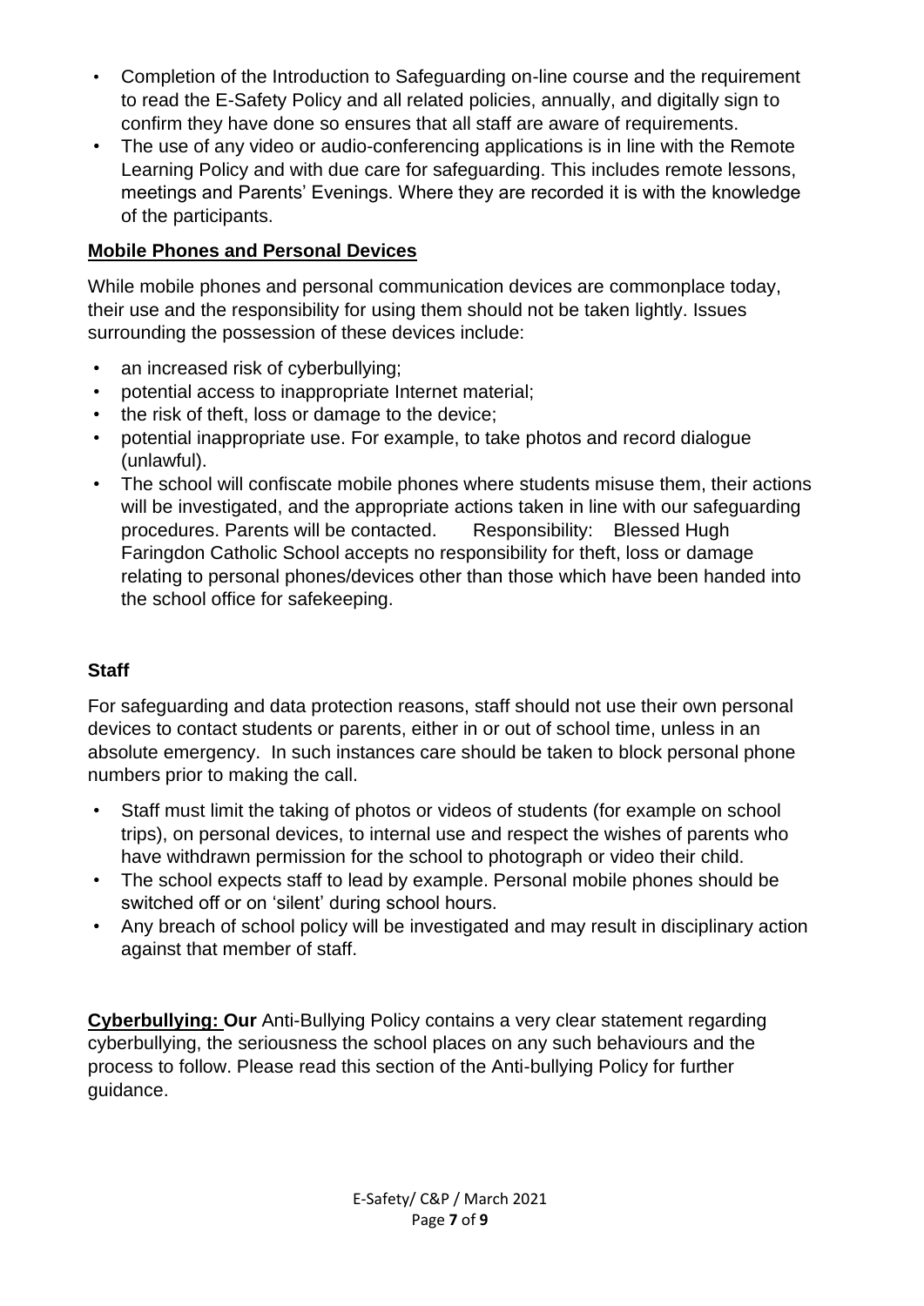- Completion of the Introduction to Safeguarding on-line course and the requirement to read the E-Safety Policy and all related policies, annually, and digitally sign to confirm they have done so ensures that all staff are aware of requirements.
- The use of any video or audio-conferencing applications is in line with the Remote Learning Policy and with due care for safeguarding. This includes remote lessons, meetings and Parents' Evenings. Where they are recorded it is with the knowledge of the participants.

## **Mobile Phones and Personal Devices**

While mobile phones and personal communication devices are commonplace today, their use and the responsibility for using them should not be taken lightly. Issues surrounding the possession of these devices include:

- an increased risk of cyberbullying;
- potential access to inappropriate Internet material;
- the risk of theft, loss or damage to the device;
- potential inappropriate use. For example, to take photos and record dialogue (unlawful).
- The school will confiscate mobile phones where students misuse them, their actions will be investigated, and the appropriate actions taken in line with our safeguarding procedures. Parents will be contacted. Responsibility: Blessed Hugh Faringdon Catholic School accepts no responsibility for theft, loss or damage relating to personal phones/devices other than those which have been handed into the school office for safekeeping.

### **Staff**

For safeguarding and data protection reasons, staff should not use their own personal devices to contact students or parents, either in or out of school time, unless in an absolute emergency. In such instances care should be taken to block personal phone numbers prior to making the call.

- Staff must limit the taking of photos or videos of students (for example on school trips), on personal devices, to internal use and respect the wishes of parents who have withdrawn permission for the school to photograph or video their child.
- The school expects staff to lead by example. Personal mobile phones should be switched off or on 'silent' during school hours.
- Any breach of school policy will be investigated and may result in disciplinary action against that member of staff.

**Cyberbullying: Our** Anti-Bullying Policy contains a very clear statement regarding cyberbullying, the seriousness the school places on any such behaviours and the process to follow. Please read this section of the Anti-bullying Policy for further guidance.

E-Safety/ C&P / March 2021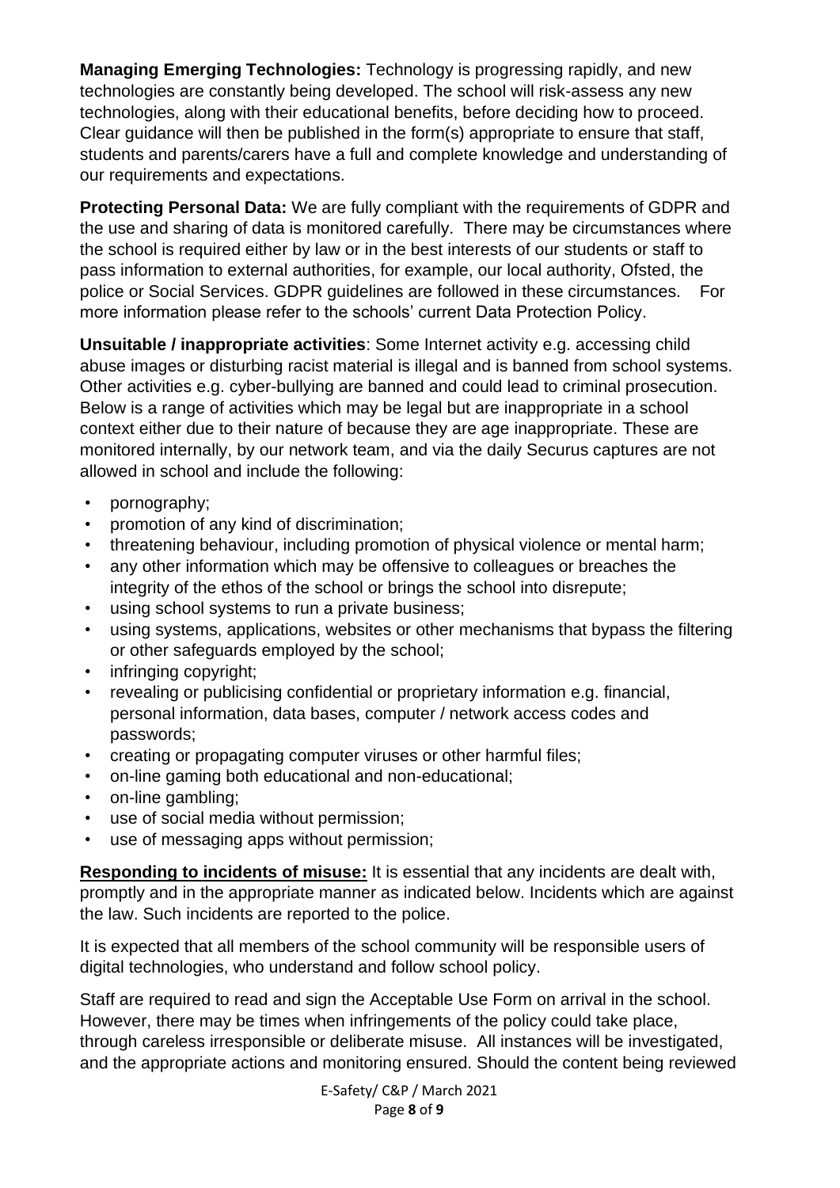**Managing Emerging Technologies:** Technology is progressing rapidly, and new technologies are constantly being developed. The school will risk-assess any new technologies, along with their educational benefits, before deciding how to proceed. Clear guidance will then be published in the form(s) appropriate to ensure that staff, students and parents/carers have a full and complete knowledge and understanding of our requirements and expectations.

**Protecting Personal Data:** We are fully compliant with the requirements of GDPR and the use and sharing of data is monitored carefully. There may be circumstances where the school is required either by law or in the best interests of our students or staff to pass information to external authorities, for example, our local authority, Ofsted, the police or Social Services. GDPR guidelines are followed in these circumstances. For more information please refer to the schools' current Data Protection Policy.

**Unsuitable / inappropriate activities**: Some Internet activity e.g. accessing child abuse images or disturbing racist material is illegal and is banned from school systems. Other activities e.g. cyber-bullying are banned and could lead to criminal prosecution. Below is a range of activities which may be legal but are inappropriate in a school context either due to their nature of because they are age inappropriate. These are monitored internally, by our network team, and via the daily Securus captures are not allowed in school and include the following:

- pornography;
- promotion of any kind of discrimination;
- threatening behaviour, including promotion of physical violence or mental harm;
- any other information which may be offensive to colleagues or breaches the integrity of the ethos of the school or brings the school into disrepute;
- using school systems to run a private business;
- using systems, applications, websites or other mechanisms that bypass the filtering or other safeguards employed by the school;
- infringing copyright;
- revealing or publicising confidential or proprietary information e.g. financial, personal information, data bases, computer / network access codes and passwords;
- creating or propagating computer viruses or other harmful files;
- on-line gaming both educational and non-educational;
- on-line gambling;
- use of social media without permission;
- use of messaging apps without permission;

**Responding to incidents of misuse:** It is essential that any incidents are dealt with, promptly and in the appropriate manner as indicated below. Incidents which are against the law. Such incidents are reported to the police.

It is expected that all members of the school community will be responsible users of digital technologies, who understand and follow school policy.

Staff are required to read and sign the Acceptable Use Form on arrival in the school. However, there may be times when infringements of the policy could take place, through careless irresponsible or deliberate misuse. All instances will be investigated, and the appropriate actions and monitoring ensured. Should the content being reviewed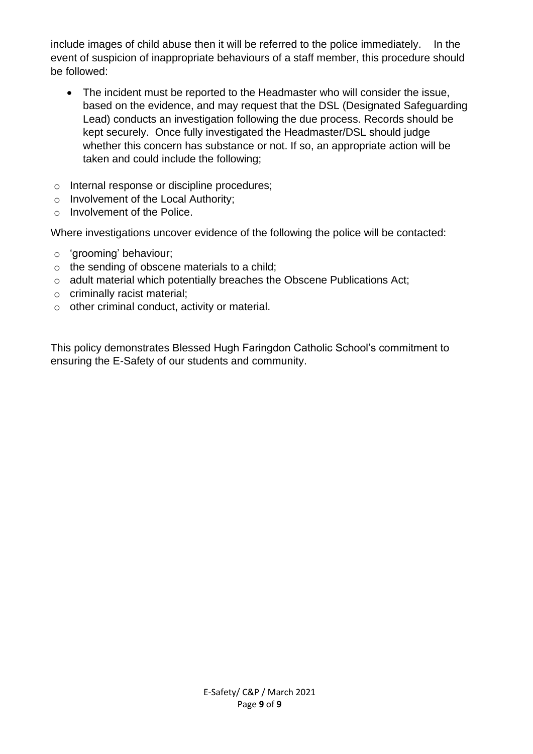include images of child abuse then it will be referred to the police immediately. In the event of suspicion of inappropriate behaviours of a staff member, this procedure should be followed:

- The incident must be reported to the Headmaster who will consider the issue, based on the evidence, and may request that the DSL (Designated Safeguarding Lead) conducts an investigation following the due process. Records should be kept securely. Once fully investigated the Headmaster/DSL should judge whether this concern has substance or not. If so, an appropriate action will be taken and could include the following;

  - Internal response or discipline procedures;
  - Involvement of the Local Authority;
  - Involvement of the Police.

Where investigations uncover evidence of the following the police will be contacted:

- 'grooming' behaviour;
- the sending of obscene materials to a child;
- adult material which potentially breaches the Obscene Publications Act;
- criminally racist material;
- other criminal conduct, activity or material.

This policy demonstrates Blessed Hugh Faringdon Catholic School's commitment to ensuring the E-Safety of our students and community.